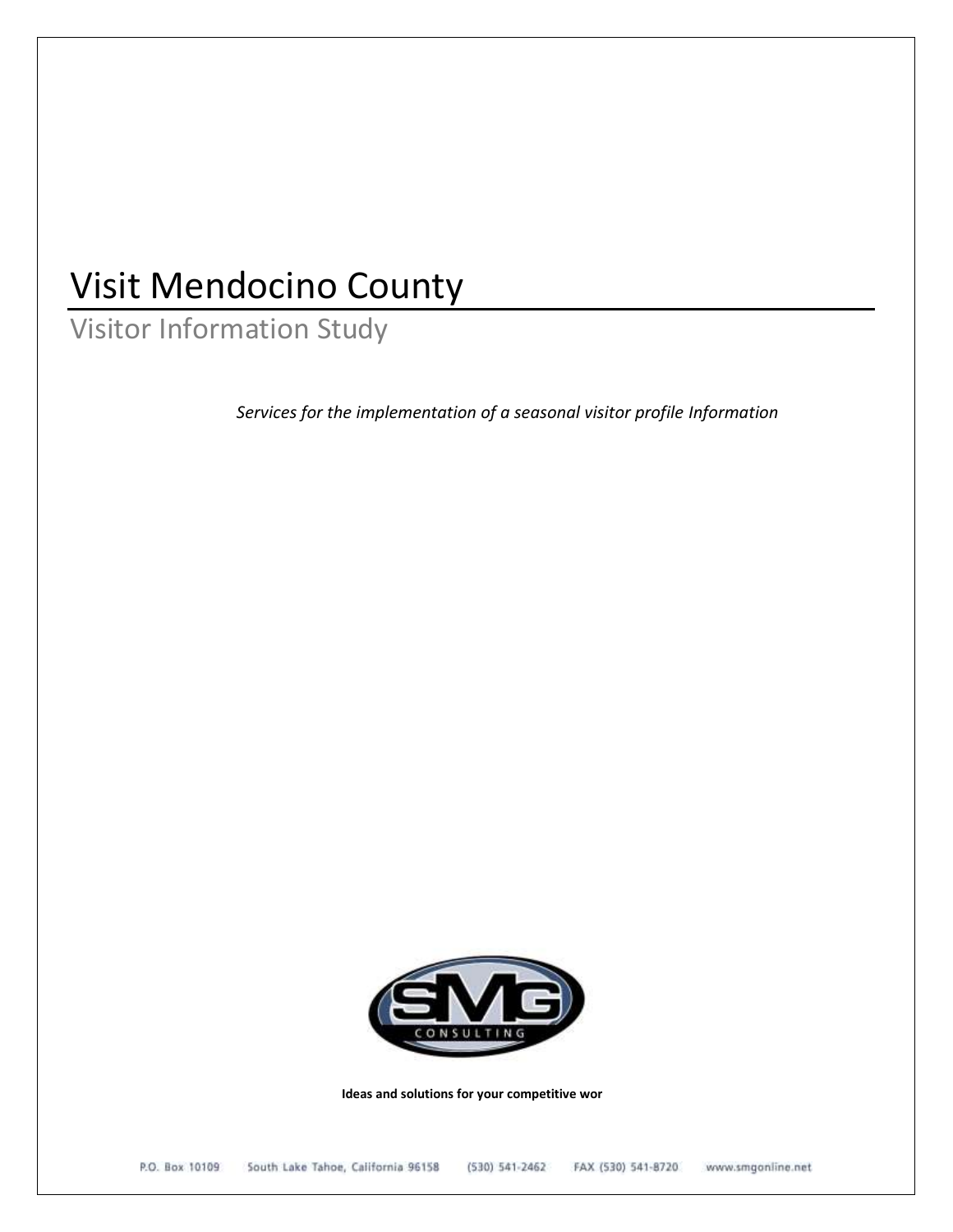# Visit Mendocino County

## Visitor Information Study

*Services for the implementation of a seasonal visitor profile Information*

CONSULTING

**Ideas and solutions for your competitive wor**

P.O. Box 10109 South Lake Tahoe, California 96158 (530) 541-2462 FAX (530) 541-8720 www.smgonline.net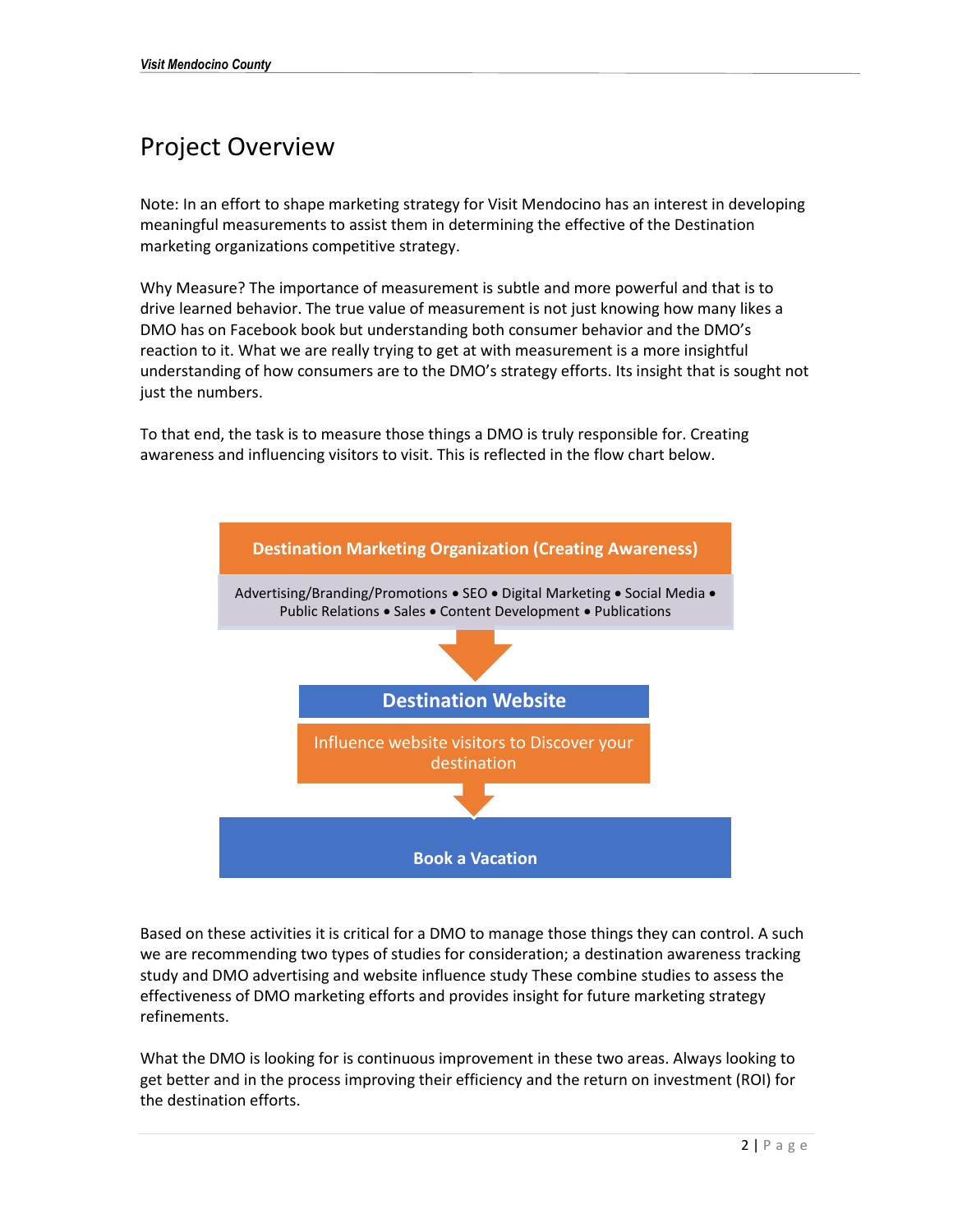## Project Overview

Note: In an effort to shape marketing strategy for Visit Mendocino has an interest in developing meaningful measurements to assist them in determining the effective of the Destination marketing organizations competitive strategy.

Why Measure? The importance of measurement is subtle and more powerful and that is to drive learned behavior. The true value of measurement is not just knowing how many likes a DMO has on Facebook book but understanding both consumer behavior and the DMO's reaction to it. What we are really trying to get at with measurement is a more insightful understanding of how consumers are to the DMO's strategy efforts. Its insight that is sought not just the numbers.

To that end, the task is to measure those things a DMO is truly responsible for. Creating awareness and influencing visitors to visit. This is reflected in the flow chart below.

**Destination Marketing Organization (Creating Awareness)**

Advertising/Branding/Promotions • SEO • Digital Marketing • Social Media • Public Relations • Sales • Content Development • Publications

↓

**Destination Website**

Influence website visitors to Discover your destination

↓

**Book a Vacation**

Based on these activities it is critical for a DMO to manage those things they can control. A such we are recommending two types of studies for consideration; a destination awareness tracking study and DMO advertising and website influence study These combine studies to assess the effectiveness of DMO marketing efforts and provides insight for future marketing strategy refinements.

What the DMO is looking for is continuous improvement in these two areas. Always looking to get better and in the process improving their efficiency and the return on investment (ROI) for the destination efforts.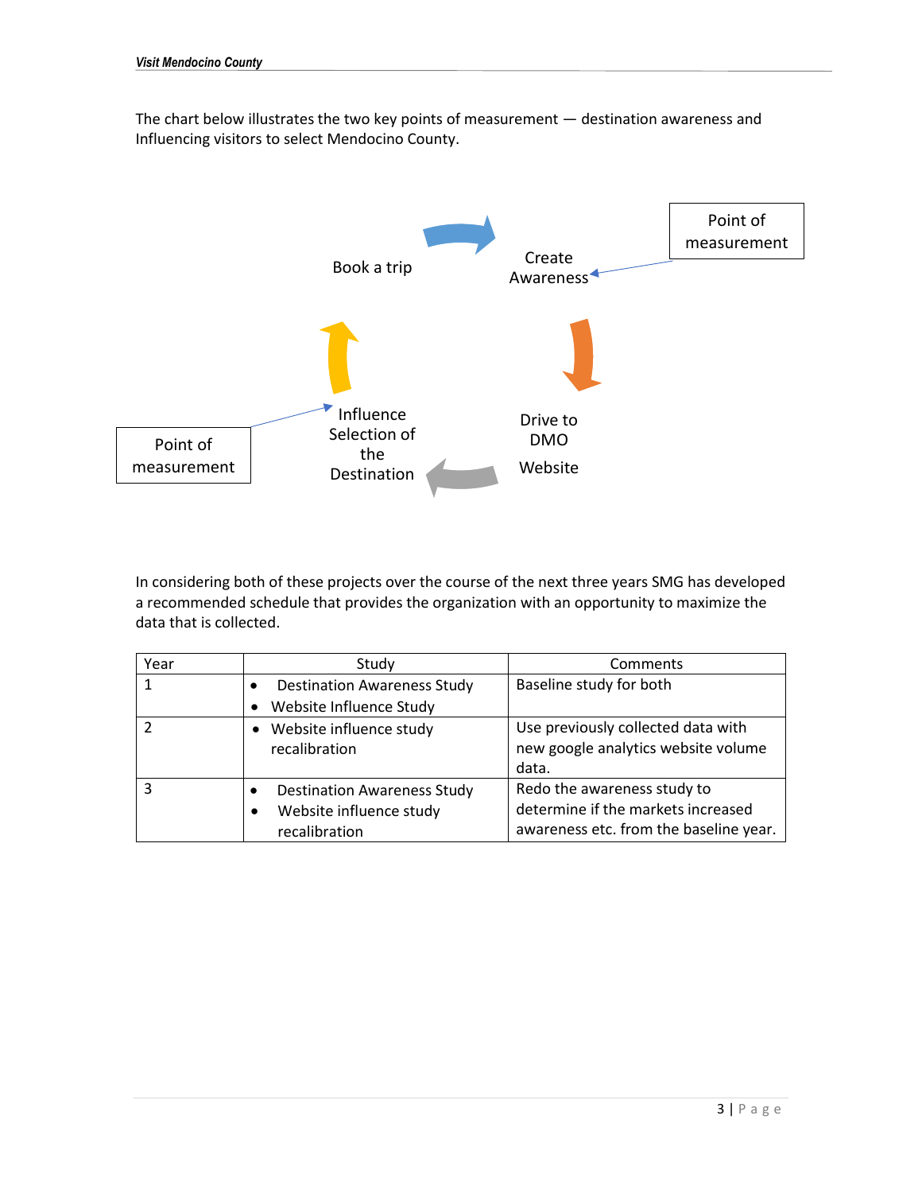The chart below illustrates the two key points of measurement — destination awareness and Influencing visitors to select Mendocino County.

Book a trip

Create Awareness

Point of measurement

Drive to DMO

Website

Influence Selection of the Destination

Point of measurement

In considering both of these projects over the course of the next three years SMG has developed a recommended schedule that provides the organization with an opportunity to maximize the data that is collected.

| Year | Study | Comments |
| --- | --- | --- |
| 1 | • Destination Awareness Study<br>• Website Influence Study | Baseline study for both |
| 2 | • Website influence study recalibration | Use previously collected data with new google analytics website volume data. |
| 3 | • Destination Awareness Study<br>• Website influence study recalibration | Redo the awareness study to determine if the markets increased awareness etc. from the baseline year. |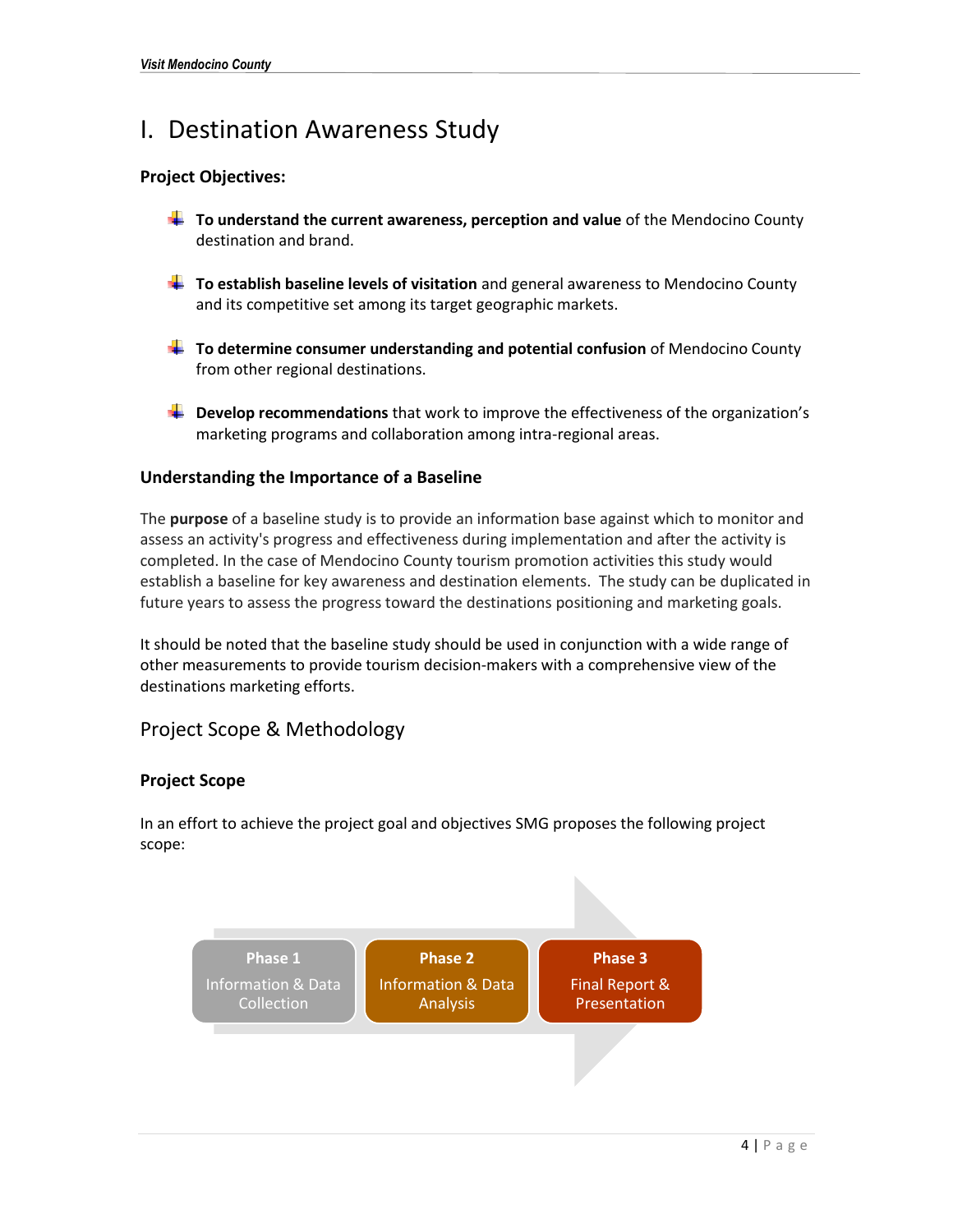# I. Destination Awareness Study

**Project Objectives:**

- **To understand the current awareness, perception and value** of the Mendocino County destination and brand.
- **To establish baseline levels of visitation** and general awareness to Mendocino County and its competitive set among its target geographic markets.
- **To determine consumer understanding and potential confusion** of Mendocino County from other regional destinations.
- **Develop recommendations** that work to improve the effectiveness of the organization's marketing programs and collaboration among intra-regional areas.

### Understanding the Importance of a Baseline

The **purpose** of a baseline study is to provide an information base against which to monitor and assess an activity's progress and effectiveness during implementation and after the activity is completed. In the case of Mendocino County tourism promotion activities this study would establish a baseline for key awareness and destination elements. The study can be duplicated in future years to assess the progress toward the destinations positioning and marketing goals.

It should be noted that the baseline study should be used in conjunction with a wide range of other measurements to provide tourism decision-makers with a comprehensive view of the destinations marketing efforts.

## Project Scope & Methodology

### Project Scope

In an effort to achieve the project goal and objectives SMG proposes the following project scope:

**Phase 1**
Information & Data Collection

**Phase 2**
Information & Data Analysis

**Phase 3**
Final Report & Presentation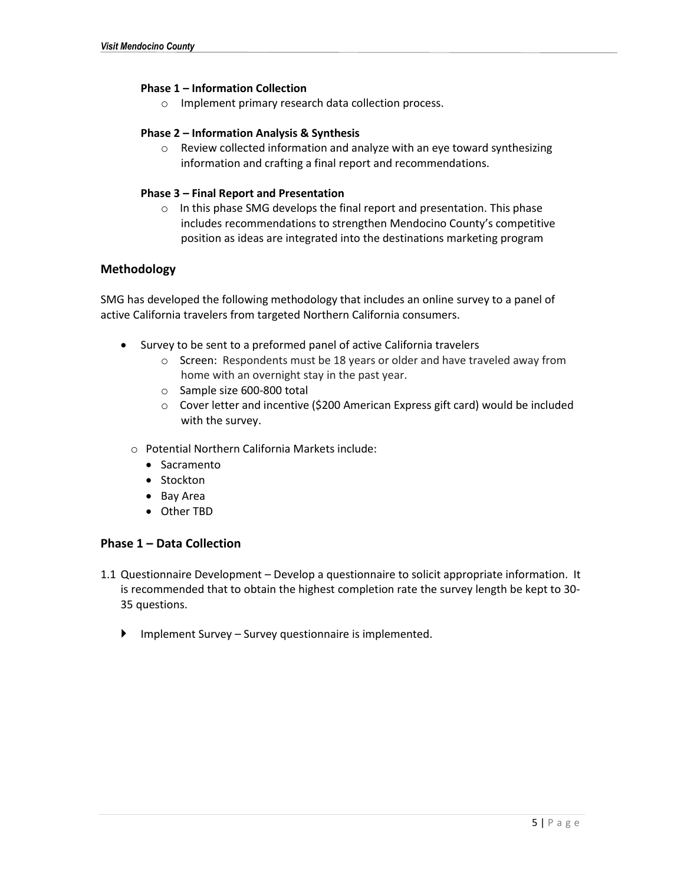**Phase 1 – Information Collection**

- Implement primary research data collection process.

**Phase 2 – Information Analysis & Synthesis**

- Review collected information and analyze with an eye toward synthesizing information and crafting a final report and recommendations.

**Phase 3 – Final Report and Presentation**

- In this phase SMG develops the final report and presentation. This phase includes recommendations to strengthen Mendocino County's competitive position as ideas are integrated into the destinations marketing program

## Methodology

SMG has developed the following methodology that includes an online survey to a panel of active California travelers from targeted Northern California consumers.

- Survey to be sent to a preformed panel of active California travelers
  - Screen: Respondents must be 18 years or older and have traveled away from home with an overnight stay in the past year.
  - Sample size 600-800 total
  - Cover letter and incentive ($200 American Express gift card) would be included with the survey.
- Potential Northern California Markets include:
  - Sacramento
  - Stockton
  - Bay Area
  - Other TBD

## Phase 1 – Data Collection

1.1 Questionnaire Development – Develop a questionnaire to solicit appropriate information. It is recommended that to obtain the highest completion rate the survey length be kept to 30-35 questions.

- Implement Survey – Survey questionnaire is implemented.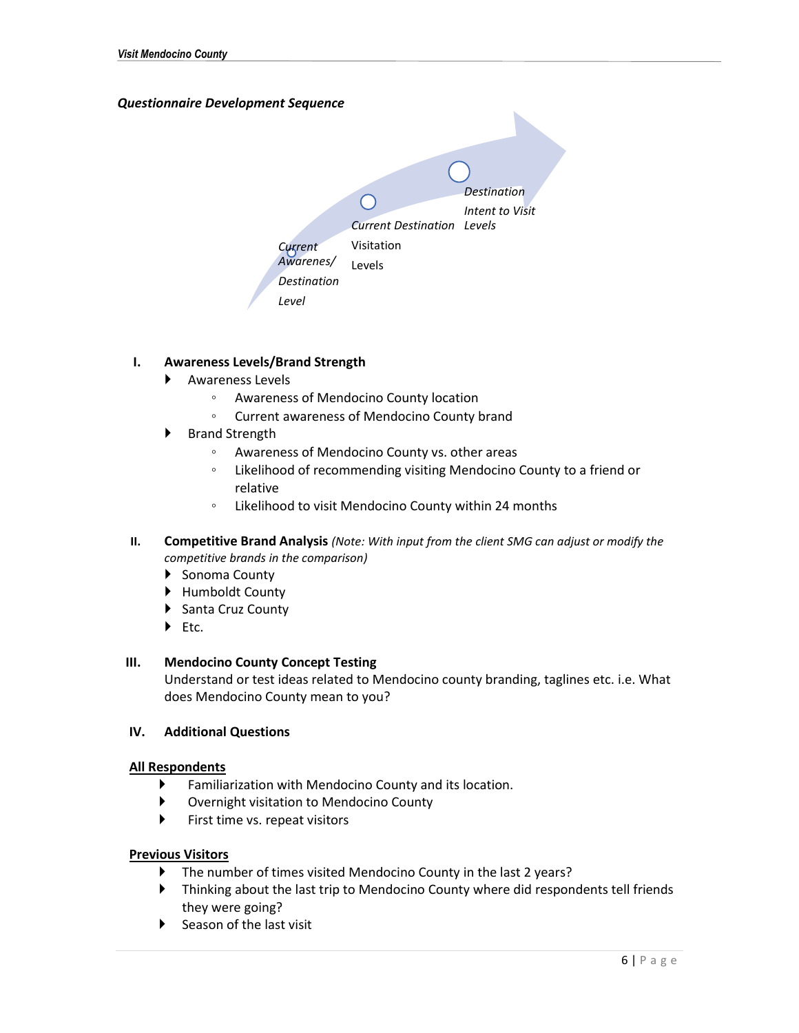***Questionnaire Development Sequence***

*Current Awarenes/ Destination Level*

*Current Destination* Visitation Levels

*Destination Intent to Visit Levels*

I. **Awareness Levels/Brand Strength**
   - Awareness Levels
     - Awareness of Mendocino County location
     - Current awareness of Mendocino County brand
   - Brand Strength
     - Awareness of Mendocino County vs. other areas
     - Likelihood of recommending visiting Mendocino County to a friend or relative
     - Likelihood to visit Mendocino County within 24 months

II. **Competitive Brand Analysis** *(Note: With input from the client SMG can adjust or modify the competitive brands in the comparison)*
   - Sonoma County
   - Humboldt County
   - Santa Cruz County
   - Etc.

III. **Mendocino County Concept Testing**
   Understand or test ideas related to Mendocino county branding, taglines etc. i.e. What does Mendocino County mean to you?

IV. **Additional Questions**

**<u>All Respondents</u>**

- Familiarization with Mendocino County and its location.
- Overnight visitation to Mendocino County
- First time vs. repeat visitors

**<u>Previous Visitors</u>**

- The number of times visited Mendocino County in the last 2 years?
- Thinking about the last trip to Mendocino County where did respondents tell friends they were going?
- Season of the last visit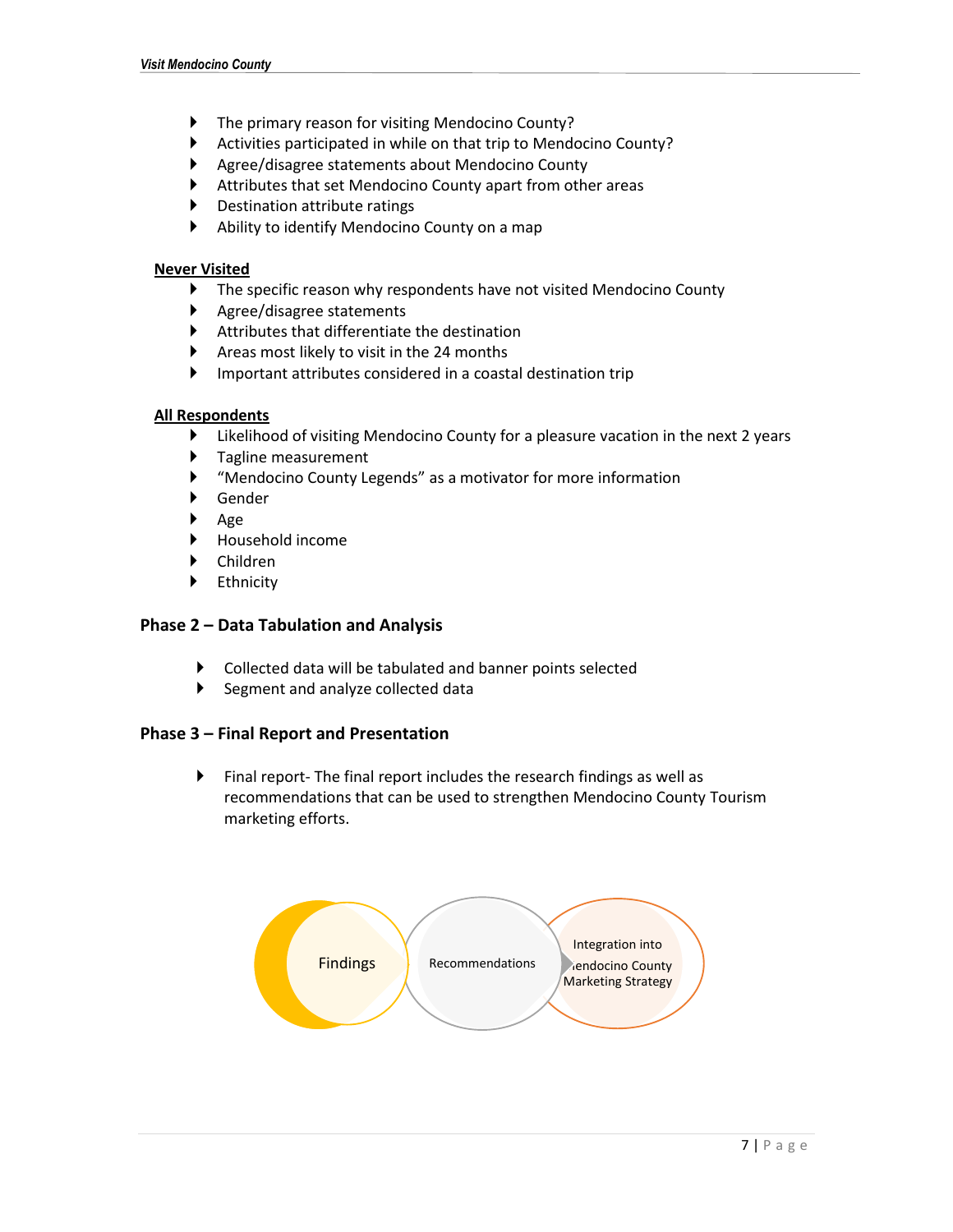- The primary reason for visiting Mendocino County?
- Activities participated in while on that trip to Mendocino County?
- Agree/disagree statements about Mendocino County
- Attributes that set Mendocino County apart from other areas
- Destination attribute ratings
- Ability to identify Mendocino County on a map

**Never Visited**

- The specific reason why respondents have not visited Mendocino County
- Agree/disagree statements
- Attributes that differentiate the destination
- Areas most likely to visit in the 24 months
- Important attributes considered in a coastal destination trip

**All Respondents**

- Likelihood of visiting Mendocino County for a pleasure vacation in the next 2 years
- Tagline measurement
- "Mendocino County Legends" as a motivator for more information
- Gender
- Age
- Household income
- Children
- Ethnicity

### Phase 2 – Data Tabulation and Analysis

- Collected data will be tabulated and banner points selected
- Segment and analyze collected data

### Phase 3 – Final Report and Presentation

- Final report- The final report includes the research findings as well as recommendations that can be used to strengthen Mendocino County Tourism marketing efforts.

Findings → Recommendations → Integration into Mendocino County Marketing Strategy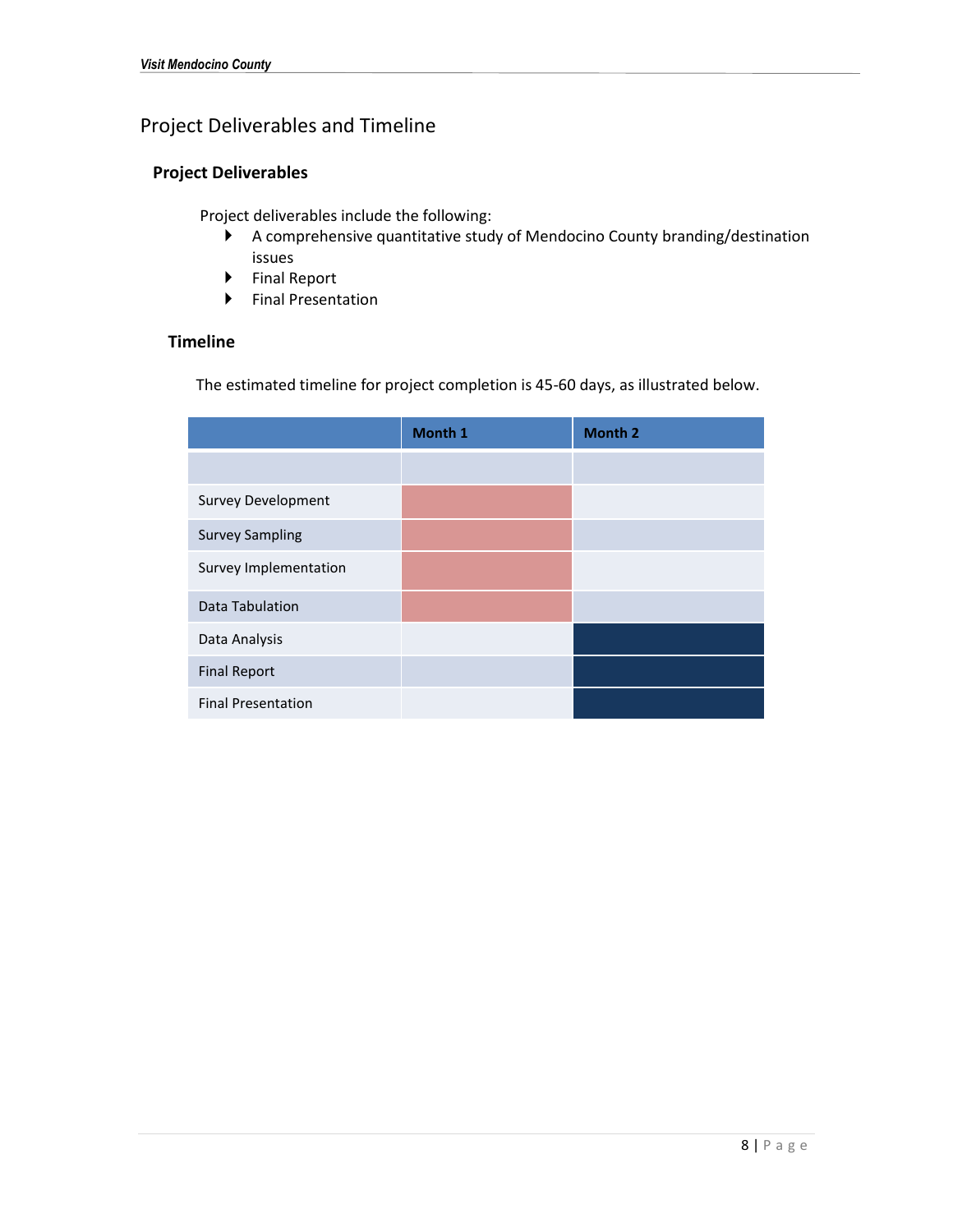# Project Deliverables and Timeline

## Project Deliverables

Project deliverables include the following:

- A comprehensive quantitative study of Mendocino County branding/destination issues
- Final Report
- Final Presentation

## Timeline

The estimated timeline for project completion is 45-60 days, as illustrated below.

| | Month 1 | Month 2 |
|---|---|---|
| | | |
| Survey Development | ■ | |
| Survey Sampling | ■ | |
| Survey Implementation | ■ | |
| Data Tabulation | ■ | |
| Data Analysis | | ■ |
| Final Report | | ■ |
| Final Presentation | | ■ |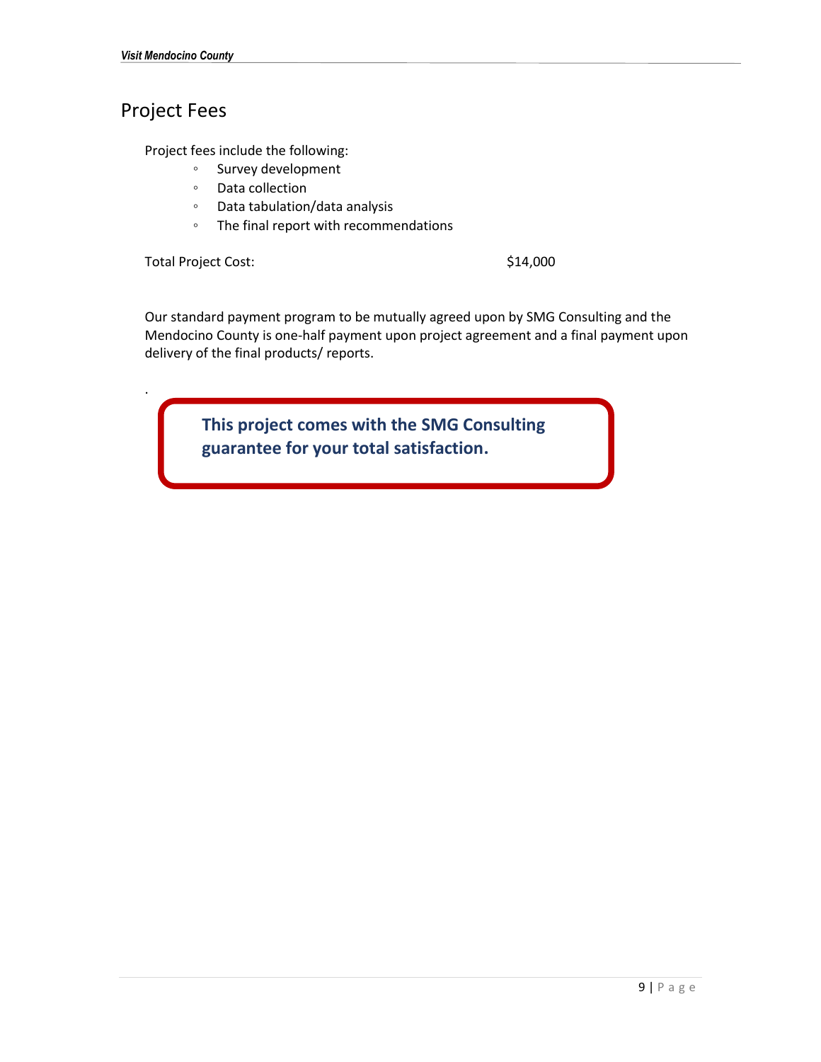## Project Fees

Project fees include the following:

- Survey development
- Data collection
- Data tabulation/data analysis
- The final report with recommendations

Total Project Cost: $14,000

Our standard payment program to be mutually agreed upon by SMG Consulting and the Mendocino County is one-half payment upon project agreement and a final payment upon delivery of the final products/ reports.

.

**This project comes with the SMG Consulting guarantee for your total satisfaction.**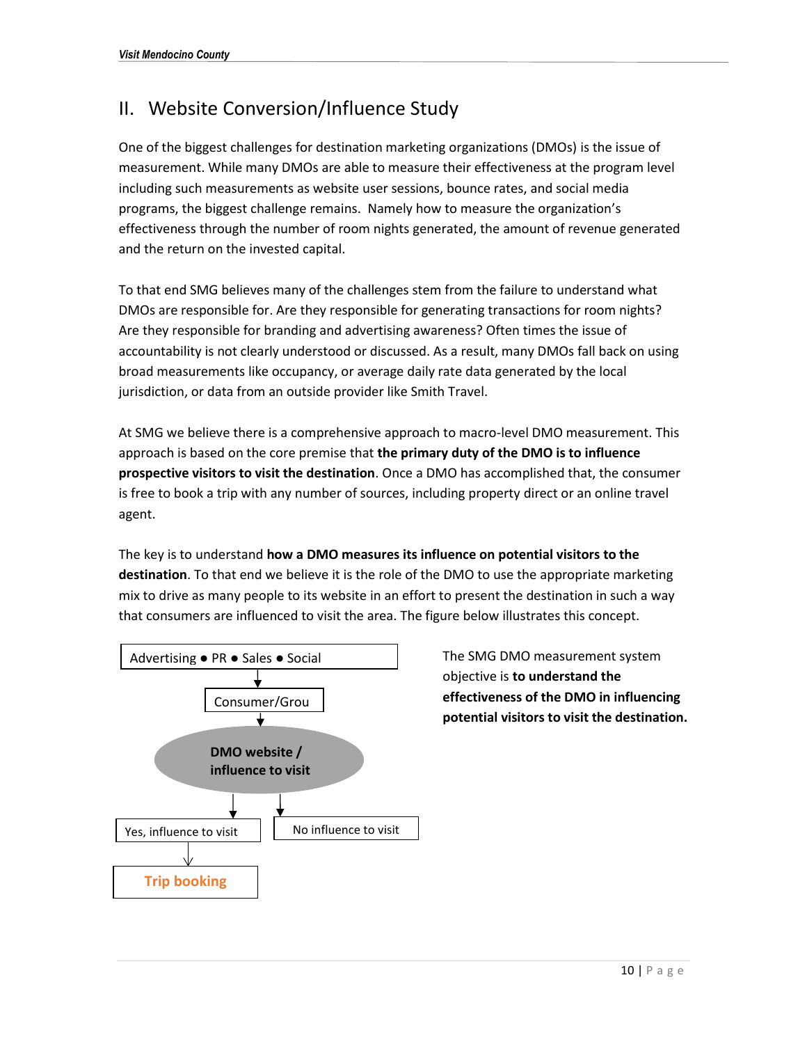## II. Website Conversion/Influence Study

One of the biggest challenges for destination marketing organizations (DMOs) is the issue of measurement. While many DMOs are able to measure their effectiveness at the program level including such measurements as website user sessions, bounce rates, and social media programs, the biggest challenge remains. Namely how to measure the organization's effectiveness through the number of room nights generated, the amount of revenue generated and the return on the invested capital.

To that end SMG believes many of the challenges stem from the failure to understand what DMOs are responsible for. Are they responsible for generating transactions for room nights? Are they responsible for branding and advertising awareness? Often times the issue of accountability is not clearly understood or discussed. As a result, many DMOs fall back on using broad measurements like occupancy, or average daily rate data generated by the local jurisdiction, or data from an outside provider like Smith Travel.

At SMG we believe there is a comprehensive approach to macro-level DMO measurement. This approach is based on the core premise that **the primary duty of the DMO is to influence prospective visitors to visit the destination**. Once a DMO has accomplished that, the consumer is free to book a trip with any number of sources, including property direct or an online travel agent.

The key is to understand **how a DMO measures its influence on potential visitors to the destination**. To that end we believe it is the role of the DMO to use the appropriate marketing mix to drive as many people to its website in an effort to present the destination in such a way that consumers are influenced to visit the area. The figure below illustrates this concept.

Advertising ● PR ● Sales ● Social
↓
Consumer/Grou
↓
**DMO website / influence to visit**
↓ Yes, influence to visit → **Trip booking**
↓ No influence to visit

The SMG DMO measurement system objective is **to understand the effectiveness of the DMO in influencing potential visitors to visit the destination.**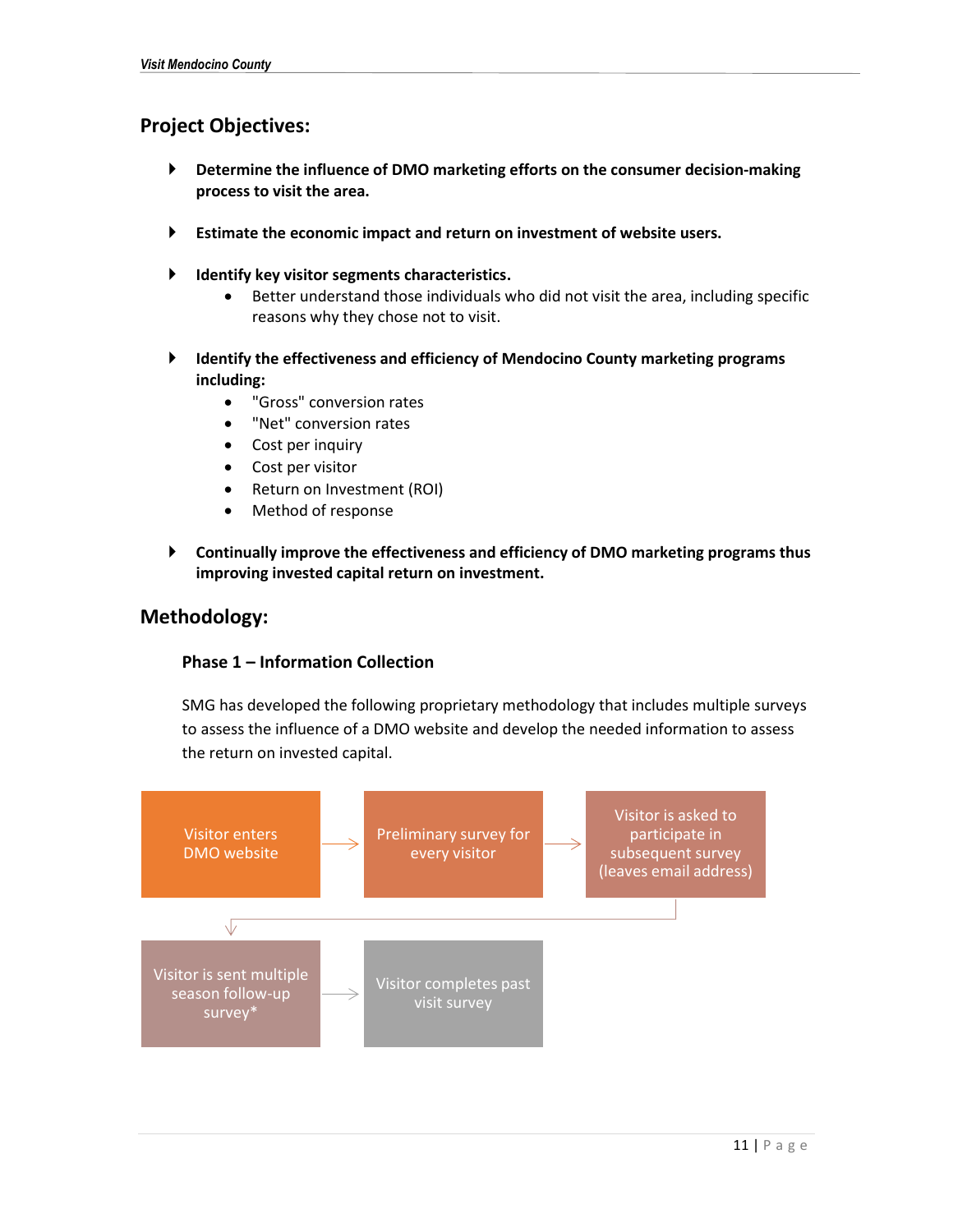## Project Objectives:

- **Determine the influence of DMO marketing efforts on the consumer decision-making process to visit the area.**

- **Estimate the economic impact and return on investment of website users.**

- **Identify key visitor segments characteristics.**
  - Better understand those individuals who did not visit the area, including specific reasons why they chose not to visit.

- **Identify the effectiveness and efficiency of Mendocino County marketing programs including:**
  - "Gross" conversion rates
  - "Net" conversion rates
  - Cost per inquiry
  - Cost per visitor
  - Return on Investment (ROI)
  - Method of response

- **Continually improve the effectiveness and efficiency of DMO marketing programs thus improving invested capital return on investment.**

## Methodology:

### Phase 1 – Information Collection

SMG has developed the following proprietary methodology that includes multiple surveys to assess the influence of a DMO website and develop the needed information to assess the return on invested capital.

Visitor enters DMO website → Preliminary survey for every visitor → Visitor is asked to participate in subsequent survey (leaves email address) → Visitor is sent multiple season follow-up survey* → Visitor completes past visit survey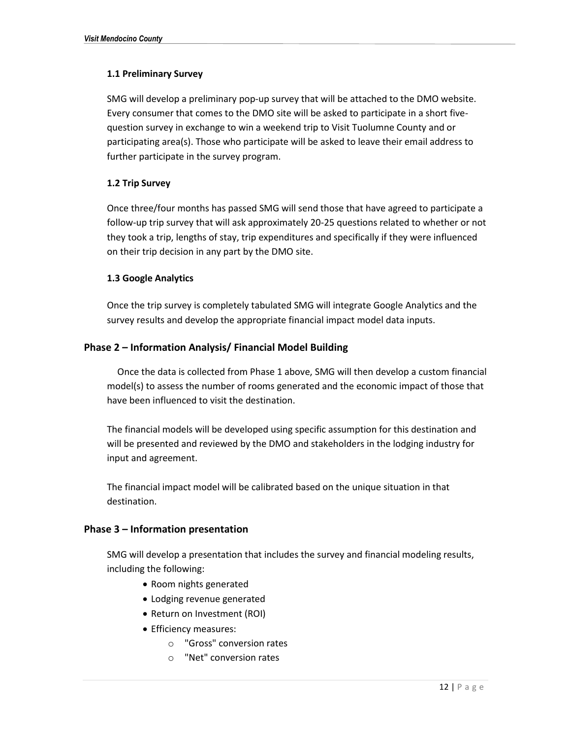### 1.1 Preliminary Survey

SMG will develop a preliminary pop-up survey that will be attached to the DMO website. Every consumer that comes to the DMO site will be asked to participate in a short five-question survey in exchange to win a weekend trip to Visit Tuolumne County and or participating area(s). Those who participate will be asked to leave their email address to further participate in the survey program.

### 1.2 Trip Survey

Once three/four months has passed SMG will send those that have agreed to participate a follow-up trip survey that will ask approximately 20-25 questions related to whether or not they took a trip, lengths of stay, trip expenditures and specifically if they were influenced on their trip decision in any part by the DMO site.

### 1.3 Google Analytics

Once the trip survey is completely tabulated SMG will integrate Google Analytics and the survey results and develop the appropriate financial impact model data inputs.

## Phase 2 – Information Analysis/ Financial Model Building

Once the data is collected from Phase 1 above, SMG will then develop a custom financial model(s) to assess the number of rooms generated and the economic impact of those that have been influenced to visit the destination.

The financial models will be developed using specific assumption for this destination and will be presented and reviewed by the DMO and stakeholders in the lodging industry for input and agreement.

The financial impact model will be calibrated based on the unique situation in that destination.

## Phase 3 – Information presentation

SMG will develop a presentation that includes the survey and financial modeling results, including the following:

- Room nights generated
- Lodging revenue generated
- Return on Investment (ROI)
- Efficiency measures:
  - "Gross" conversion rates
  - "Net" conversion rates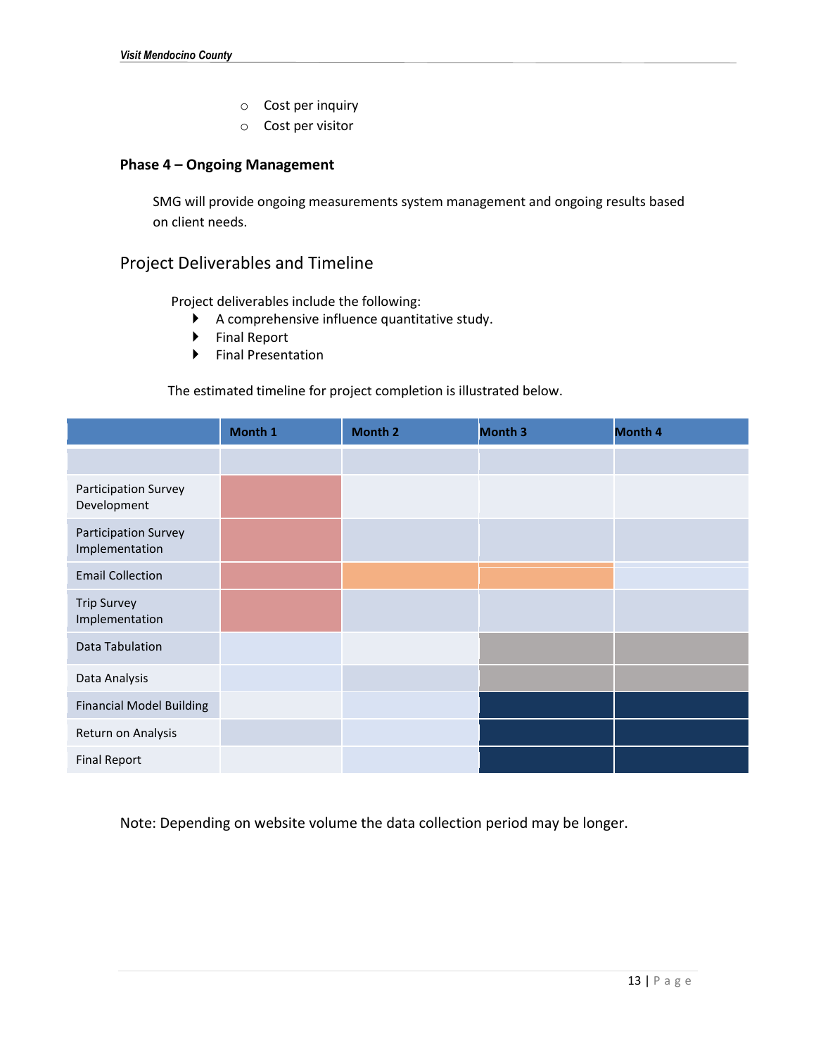- Cost per inquiry
- Cost per visitor

**Phase 4 – Ongoing Management**

SMG will provide ongoing measurements system management and ongoing results based on client needs.

## Project Deliverables and Timeline

Project deliverables include the following:

- A comprehensive influence quantitative study.
- Final Report
- Final Presentation

The estimated timeline for project completion is illustrated below.

| | Month 1 | Month 2 | Month 3 | Month 4 |
|---|---|---|---|---|
| Participation Survey Development | ■ | | | |
| Participation Survey Implementation | ■ | | | |
| Email Collection | ■ | ■ | ■ | |
| Trip Survey Implementation | ■ | | | |
| Data Tabulation | | | ■ | ■ |
| Data Analysis | | | ■ | ■ |
| Financial Model Building | | | ■ | ■ |
| Return on Analysis | | | ■ | ■ |
| Final Report | | | ■ | ■ |

Note: Depending on website volume the data collection period may be longer.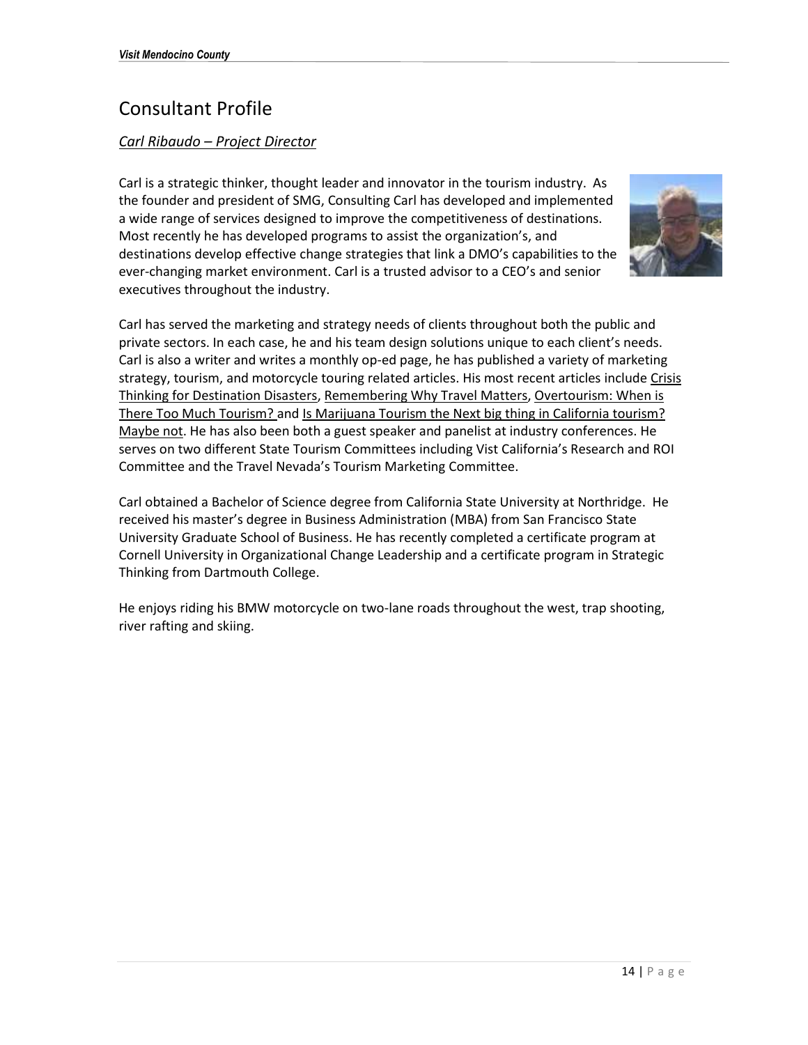# Consultant Profile

*Carl Ribaudo – Project Director*

Carl is a strategic thinker, thought leader and innovator in the tourism industry. As the founder and president of SMG, Consulting Carl has developed and implemented a wide range of services designed to improve the competitiveness of destinations. Most recently he has developed programs to assist the organization's, and destinations develop effective change strategies that link a DMO's capabilities to the ever-changing market environment. Carl is a trusted advisor to a CEO's and senior executives throughout the industry.

Carl has served the marketing and strategy needs of clients throughout both the public and private sectors. In each case, he and his team design solutions unique to each client's needs. Carl is also a writer and writes a monthly op-ed page, he has published a variety of marketing strategy, tourism, and motorcycle touring related articles. His most recent articles include Crisis Thinking for Destination Disasters, Remembering Why Travel Matters, Overtourism: When is There Too Much Tourism? and Is Marijuana Tourism the Next big thing in California tourism? Maybe not. He has also been both a guest speaker and panelist at industry conferences. He serves on two different State Tourism Committees including Vist California's Research and ROI Committee and the Travel Nevada's Tourism Marketing Committee.

Carl obtained a Bachelor of Science degree from California State University at Northridge. He received his master's degree in Business Administration (MBA) from San Francisco State University Graduate School of Business. He has recently completed a certificate program at Cornell University in Organizational Change Leadership and a certificate program in Strategic Thinking from Dartmouth College.

He enjoys riding his BMW motorcycle on two-lane roads throughout the west, trap shooting, river rafting and skiing.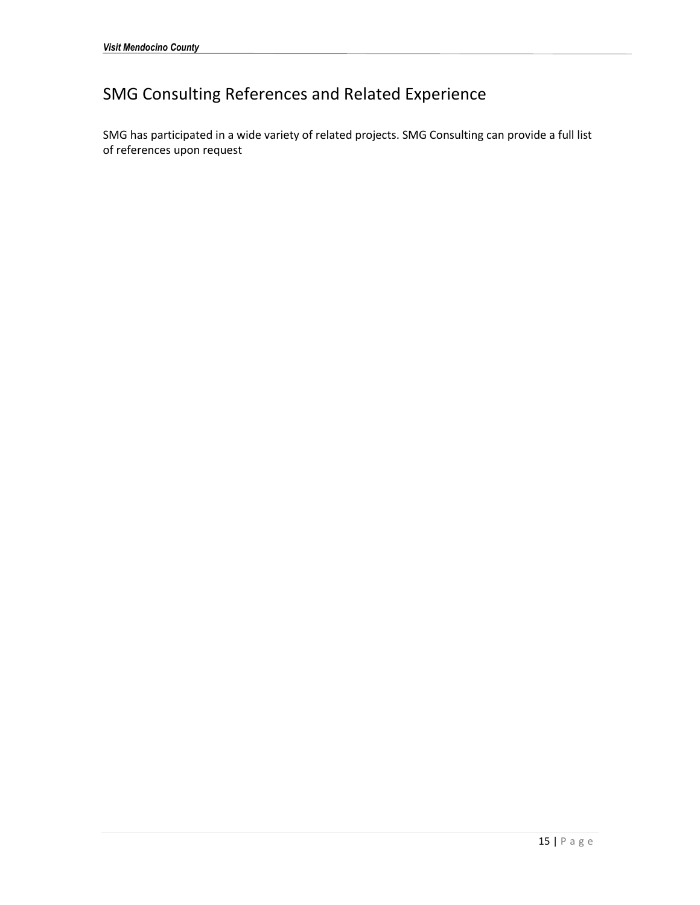# SMG Consulting References and Related Experience

SMG has participated in a wide variety of related projects. SMG Consulting can provide a full list of references upon request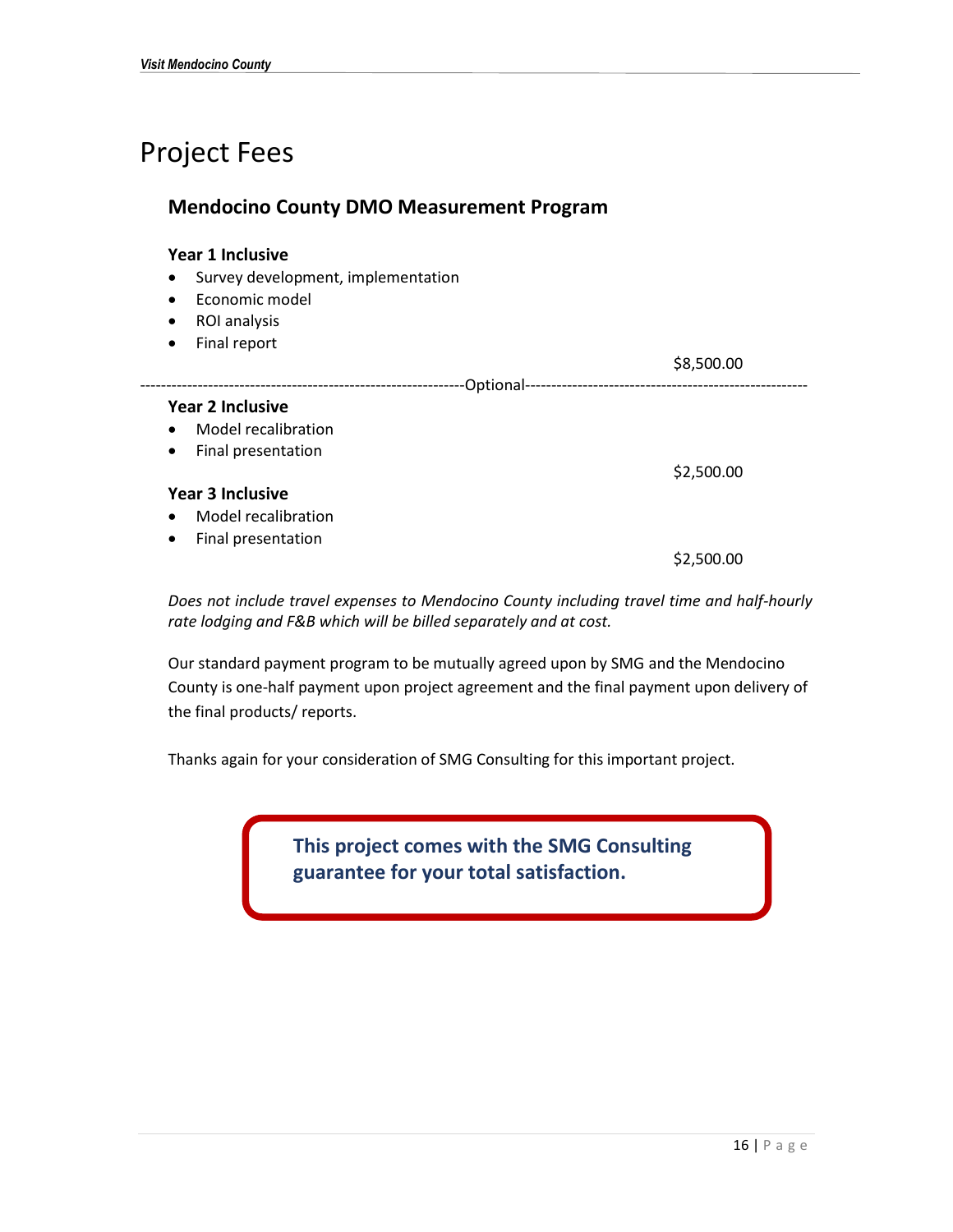# Project Fees

## Mendocino County DMO Measurement Program

**Year 1 Inclusive**

- Survey development, implementation
- Economic model
- ROI analysis
- Final report

$8,500.00

------------------------------------------------------------Optional----------------------------------------------------

**Year 2 Inclusive**

- Model recalibration
- Final presentation

$2,500.00

**Year 3 Inclusive**

- Model recalibration
- Final presentation

$2,500.00

*Does not include travel expenses to Mendocino County including travel time and half-hourly rate lodging and F&B which will be billed separately and at cost.*

Our standard payment program to be mutually agreed upon by SMG and the Mendocino County is one-half payment upon project agreement and the final payment upon delivery of the final products/ reports.

Thanks again for your consideration of SMG Consulting for this important project.

**This project comes with the SMG Consulting guarantee for your total satisfaction.**